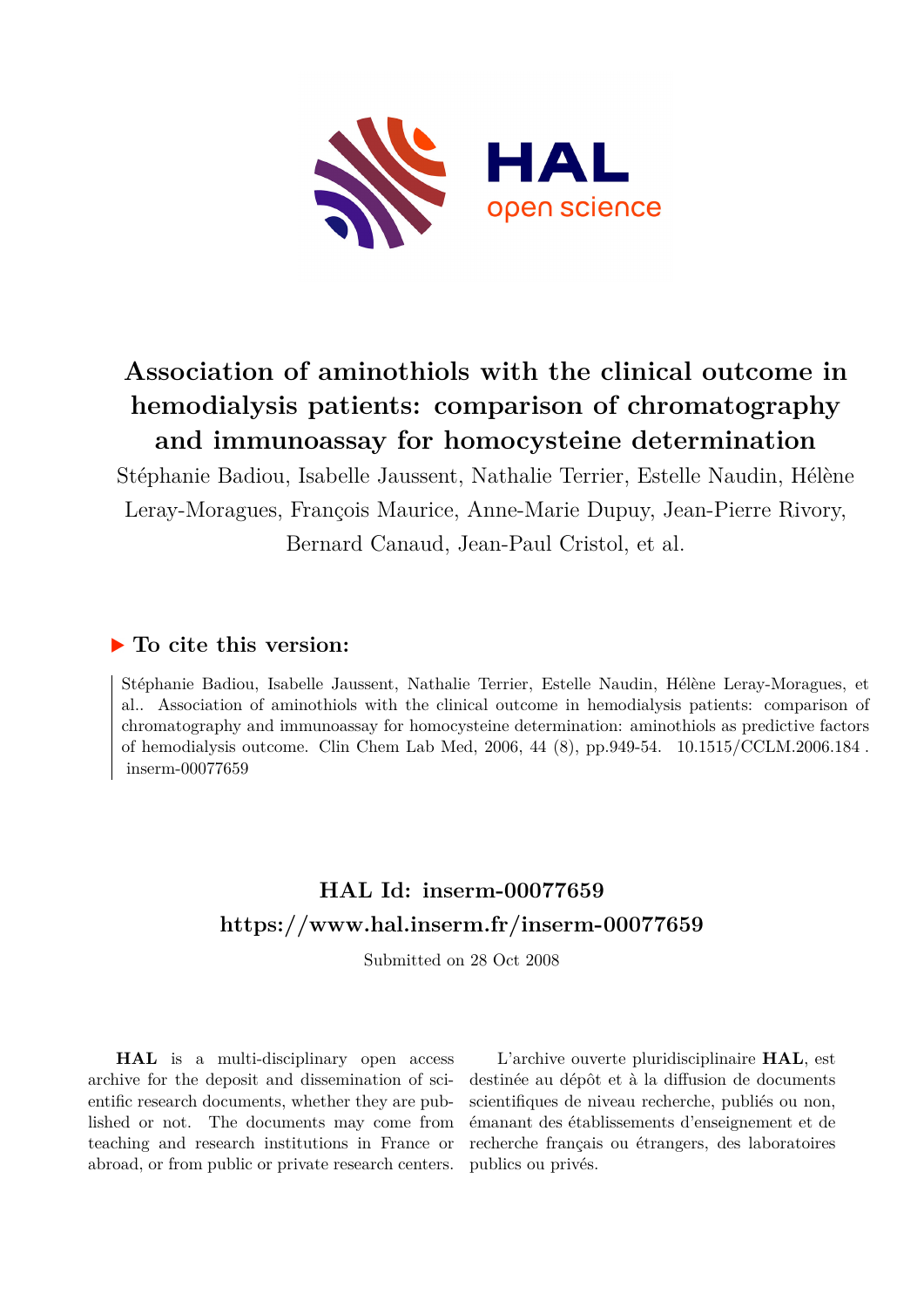# Association of aminothiols with the clinical outcome in hemodialysis patients: comparison of chromatography and immunoassay for homocysteine determination

Stéphanie Badiou, Isabelle Jaussent, Nathalie Terrier, Estelle Naudin, Hélène Leray-Moragues, François Maurice, Anne-Marie Dupuy, Jean-Pierre Rivory, Bernard Canaud, Jean-Paul Cristol, et al.

## ▶ To cite this version:

Stéphanie Badiou, Isabelle Jaussent, Nathalie Terrier, Estelle Naudin, Hélène Leray-Moragues, et al.. Association of aminothiols with the clinical outcome in hemodialysis patients: comparison of chromatography and immunoassay for homocysteine determination: aminothiols as predictive factors of hemodialysis outcome. Clin Chem Lab Med, 2006, 44 (8), pp.949-54. 10.1515/CCLM.2006.184 . inserm-00077659

## HAL Id: inserm-00077659
## https://www.hal.inserm.fr/inserm-00077659

Submitted on 28 Oct 2008

**HAL** is a multi-disciplinary open access archive for the deposit and dissemination of scientific research documents, whether they are published or not. The documents may come from teaching and research institutions in France or abroad, or from public or private research centers.

L'archive ouverte pluridisciplinaire **HAL**, est destinée au dépôt et à la diffusion de documents scientifiques de niveau recherche, publiés ou non, émanant des établissements d'enseignement et de recherche français ou étrangers, des laboratoires publics ou privés.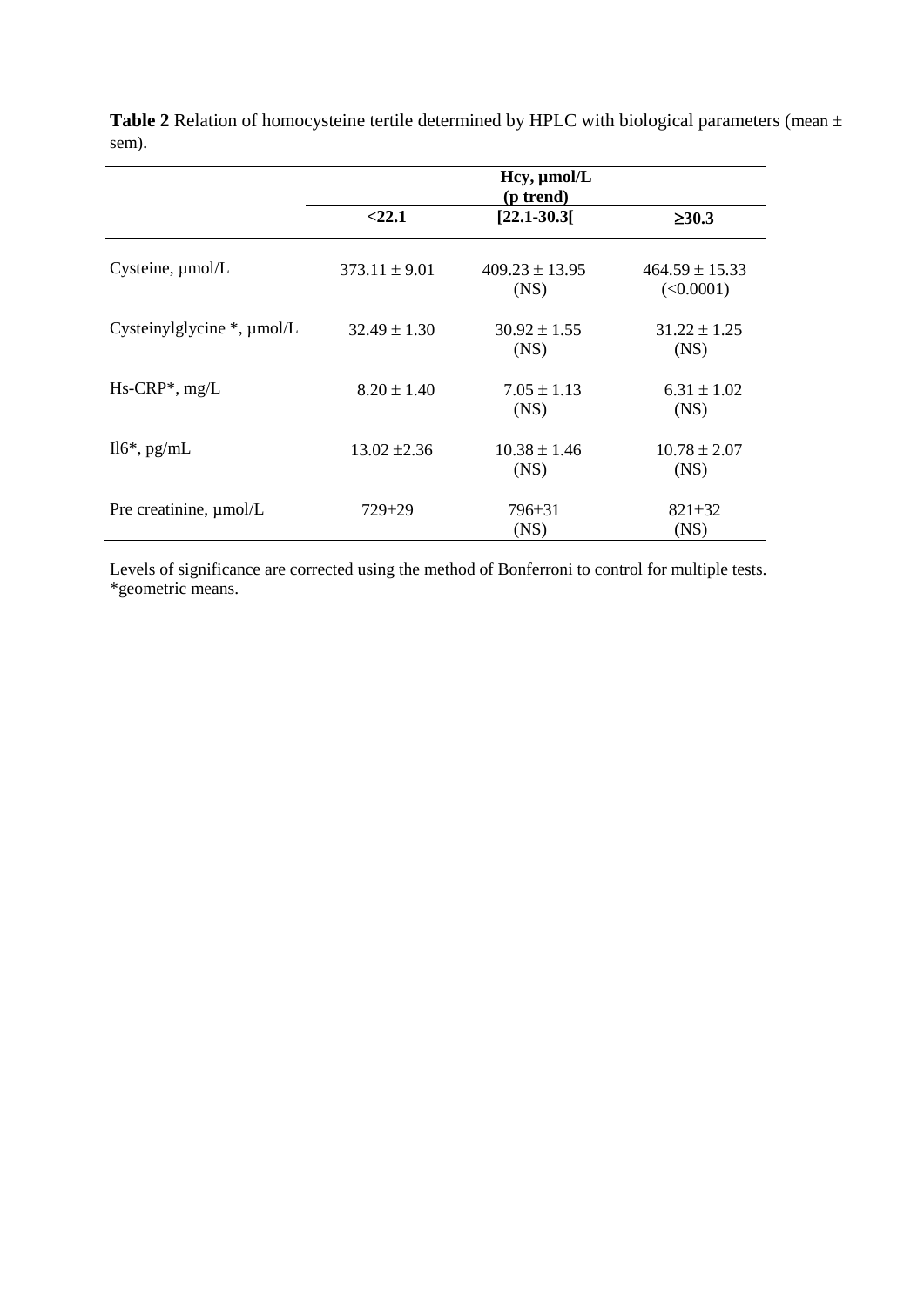**Table 2** Relation of homocysteine tertile determined by HPLC with biological parameters (mean ± sem).

| | Hcy, µmol/L (p trend) | | |
|---|---|---|---|
| | **<22.1** | **[22.1-30.3[** | **≥30.3** |
| Cysteine, µmol/L | 373.11 ± 9.01 | 409.23 ± 13.95 (NS) | 464.59 ± 15.33 (<0.0001) |
| Cysteinylglycine *, µmol/L | 32.49 ± 1.30 | 30.92 ± 1.55 (NS) | 31.22 ± 1.25 (NS) |
| Hs-CRP*, mg/L | 8.20 ± 1.40 | 7.05 ± 1.13 (NS) | 6.31 ± 1.02 (NS) |
| Il6*, pg/mL | 13.02 ±2.36 | 10.38 ± 1.46 (NS) | 10.78 ± 2.07 (NS) |
| Pre creatinine, µmol/L | 729±29 | 796±31 (NS) | 821±32 (NS) |

Levels of significance are corrected using the method of Bonferroni to control for multiple tests.
*geometric means.